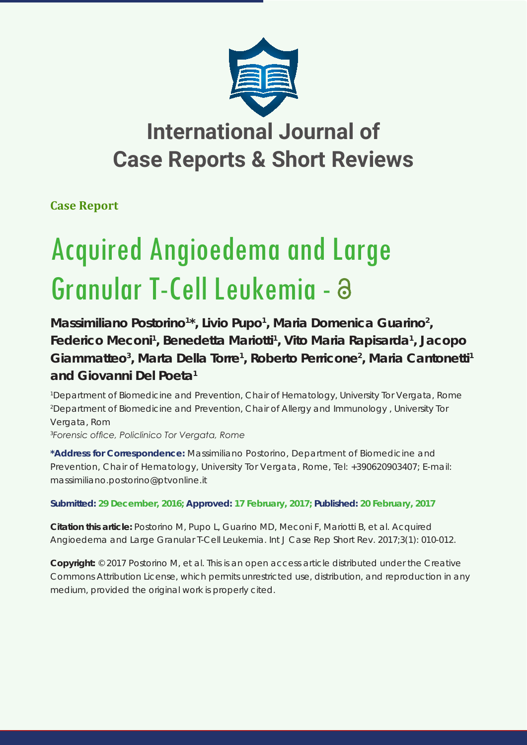# International Journal of Case Reports & Short Reviews

**Case Report**

# Acquired Angioedema and Large Granular T-Cell Leukemia

**Massimiliano Postorino[1]*, Livio Pupo[1], Maria Domenica Guarino[2], Federico Meconi[1], Benedetta Mariotti[1], Vito Maria Rapisarda[1], Jacopo Giammatteo[3], Marta Della Torre[1], Roberto Perricone[2], Maria Cantonetti[1] and Giovanni Del Poeta[1]**

[1]Department of Biomedicine and Prevention, Chair of Hematology, University Tor Vergata, Rome
[2]Department of Biomedicine and Prevention, Chair of Allergy and Immunology , University Tor Vergata, Rom
[3]*Forensic office, Policlinico Tor Vergata, Rome*

**\*Address for Correspondence:** Massimiliano Postorino, Department of Biomedicine and Prevention, Chair of Hematology, University Tor Vergata, Rome, Tel: +390620903407; E-mail: massimiliano.postorino@ptvonline.it

**Submitted: 29 December, 2016; Approved: 17 February, 2017; Published: 20 February, 2017**

**Citation this article:** Postorino M, Pupo L, Guarino MD, Meconi F, Mariotti B, et al. Acquired Angioedema and Large Granular T-Cell Leukemia. Int J Case Rep Short Rev. 2017;3(1): 010-012.

**Copyright:** © 2017 Postorino M, et al. This is an open access article distributed under the Creative Commons Attribution License, which permits unrestricted use, distribution, and reproduction in any medium, provided the original work is properly cited.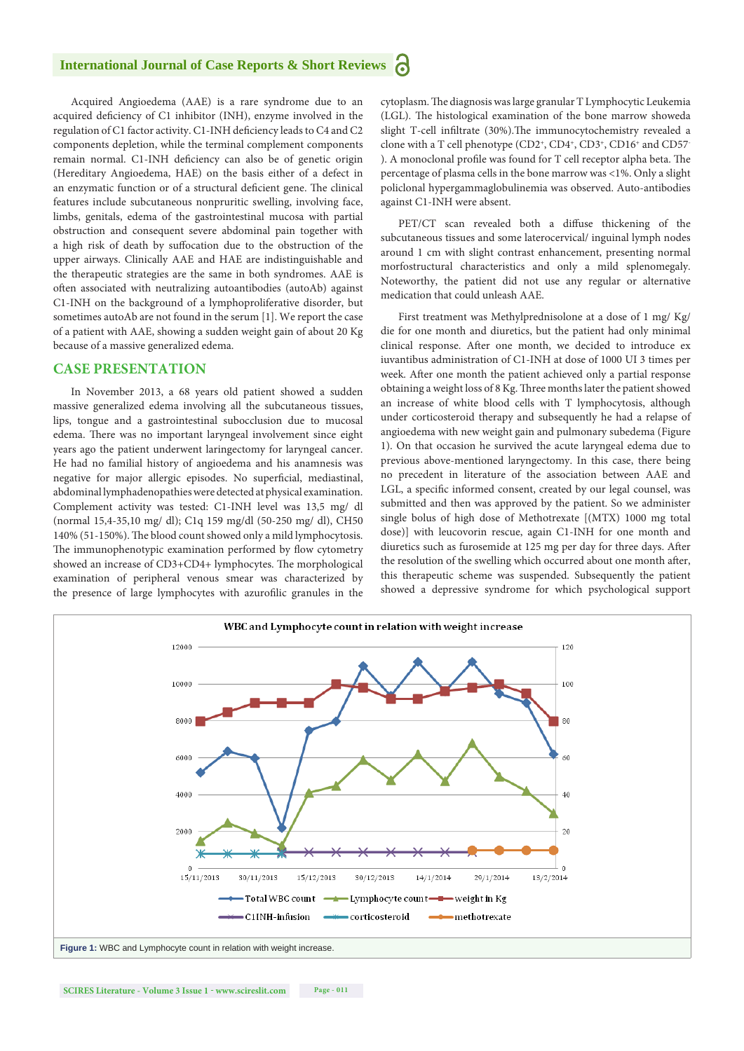Acquired Angioedema (AAE) is a rare syndrome due to an acquired deficiency of C1 inhibitor (INH), enzyme involved in the regulation of C1 factor activity. C1-INH deficiency leads to C4 and C2 components depletion, while the terminal complement components remain normal. C1-INH deficiency can also be of genetic origin (Hereditary Angioedema, HAE) on the basis either of a defect in an enzymatic function or of a structural deficient gene. The clinical features include subcutaneous nonpruritic swelling, involving face, limbs, genitals, edema of the gastrointestinal mucosa with partial obstruction and consequent severe abdominal pain together with a high risk of death by suffocation due to the obstruction of the upper airways. Clinically AAE and HAE are indistinguishable and the therapeutic strategies are the same in both syndromes. AAE is often associated with neutralizing autoantibodies (autoAb) against C1-INH on the background of a lymphoproliferative disorder, but sometimes autoAb are not found in the serum [1]. We report the case of a patient with AAE, showing a sudden weight gain of about 20 Kg because of a massive generalized edema.

## CASE PRESENTATION

In November 2013, a 68 years old patient showed a sudden massive generalized edema involving all the subcutaneous tissues, lips, tongue and a gastrointestinal subocclusion due to mucosal edema. There was no important laryngeal involvement since eight years ago the patient underwent laringectomy for laryngeal cancer. He had no familial history of angioedema and his anamnesis was negative for major allergic episodes. No superficial, mediastinal, abdominal lymphadenopathies were detected at physical examination. Complement activity was tested: C1-INH level was 13,5 mg/ dl (normal 15,4-35,10 mg/ dl); C1q 159 mg/dl (50-250 mg/ dl), CH50 140% (51-150%). The blood count showed only a mild lymphocytosis. The immunophenotypic examination performed by flow cytometry showed an increase of CD3+CD4+ lymphocytes. The morphological examination of peripheral venous smear was characterized by the presence of large lymphocytes with azurofilic granules in the cytoplasm. The diagnosis was large granular T Lymphocytic Leukemia (LGL). The histological examination of the bone marrow showeda slight T-cell infiltrate (30%).The immunocytochemistry revealed a clone with a T cell phenotype (CD2$^+$, CD4$^+$, CD3$^+$, CD16$^+$ and CD57$^-$). A monoclonal profile was found for T cell receptor alpha beta. The percentage of plasma cells in the bone marrow was <1%. Only a slight policlonal hypergammaglobulinemia was observed. Auto-antibodies against C1-INH were absent.

PET/CT scan revealed both a diffuse thickening of the subcutaneous tissues and some laterocervical/ inguinal lymph nodes around 1 cm with slight contrast enhancement, presenting normal morfostructural characteristics and only a mild splenomegaly. Noteworthy, the patient did not use any regular or alternative medication that could unleash AAE.

First treatment was Methylprednisolone at a dose of 1 mg/ Kg/ die for one month and diuretics, but the patient had only minimal clinical response. After one month, we decided to introduce ex iuvantibus administration of C1-INH at dose of 1000 UI 3 times per week. After one month the patient achieved only a partial response obtaining a weight loss of 8 Kg. Three months later the patient showed an increase of white blood cells with T lymphocytosis, although under corticosteroid therapy and subsequently he had a relapse of angioedema with new weight gain and pulmonary subedema (Figure 1). On that occasion he survived the acute laryngeal edema due to previous above-mentioned laryngectomy. In this case, there being no precedent in literature of the association between AAE and LGL, a specific informed consent, created by our legal counsel, was submitted and then was approved by the patient. So we administer single bolus of high dose of Methotrexate [(MTX) 1000 mg total dose)] with leucovorin rescue, again C1-INH for one month and diuretics such as furosemide at 125 mg per day for three days. After the resolution of the swelling which occurred about one month after, this therapeutic scheme was suspended. Subsequently the patient showed a depressive syndrome for which psychological support

**Figure 1:** WBC and Lymphocyte count in relation with weight increase.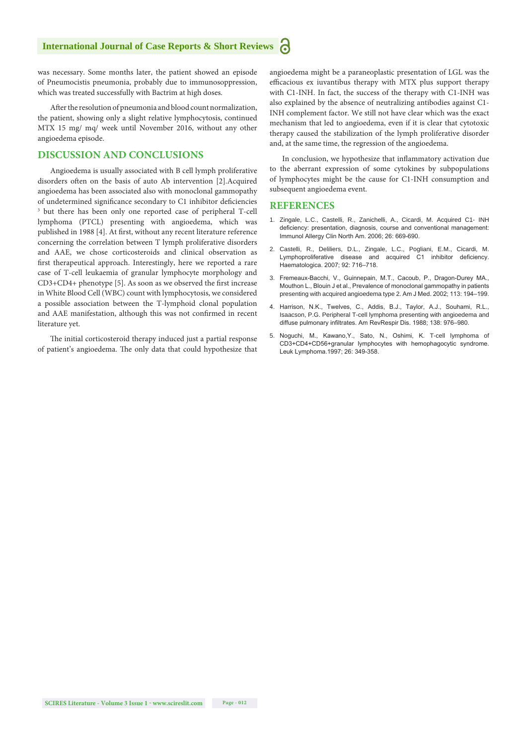was necessary. Some months later, the patient showed an episode of Pneumocistis pneumonia, probably due to immunosoppression, which was treated successfully with Bactrim at high doses.

After the resolution of pneumonia and blood count normalization, the patient, showing only a slight relative lymphocytosis, continued MTX 15 mg/ mq/ week until November 2016, without any other angioedema episode.

## DISCUSSION AND CONCLUSIONS

Angioedema is usually associated with B cell lymph proliferative disorders often on the basis of auto Ab intervention [2].Acquired angioedema has been associated also with monoclonal gammopathy of undetermined significance secondary to C1 inhibitor deficiencies [3] but there has been only one reported case of peripheral T-cell lymphoma (PTCL) presenting with angioedema, which was published in 1988 [4]. At first, without any recent literature reference concerning the correlation between T lymph proliferative disorders and AAE, we chose corticosteroids and clinical observation as first therapeutical approach. Interestingly, here we reported a rare case of T-cell leukaemia of granular lymphocyte morphology and CD3+CD4+ phenotype [5]. As soon as we observed the first increase in White Blood Cell (WBC) count with lymphocytosis, we considered a possible association between the T-lymphoid clonal population and AAE manifestation, although this was not confirmed in recent literature yet.

The initial corticosteroid therapy induced just a partial response of patient's angioedema. The only data that could hypothesize that angioedema might be a paraneoplastic presentation of LGL was the efficacious ex iuvantibus therapy with MTX plus support therapy with C1-INH. In fact, the success of the therapy with C1-INH was also explained by the absence of neutralizing antibodies against C1-INH complement factor. We still not have clear which was the exact mechanism that led to angioedema, even if it is clear that cytotoxic therapy caused the stabilization of the lymph proliferative disorder and, at the same time, the regression of the angioedema.

In conclusion, we hypothesize that inflammatory activation due to the aberrant expression of some cytokines by subpopulations of lymphocytes might be the cause for C1-INH consumption and subsequent angioedema event.

## REFERENCES

1. Zingale, L.C., Castelli, R., Zanichelli, A., Cicardi, M. Acquired C1- INH deficiency: presentation, diagnosis, course and conventional management: Immunol Allergy Clin North Am. 2006; 26: 669-690.
2. Castelli, R., Deliliers, D.L., Zingale, L.C., Pogliani, E.M., Cicardi, M. Lymphoproliferative disease and acquired C1 inhibitor deficiency. Haematologica. 2007; 92: 716–718.
3. Fremeaux-Bacchi, V., Guinnepain, M.T., Cacoub, P., Dragon-Durey MA., Mouthon L., Blouin J et al., Prevalence of monoclonal gammopathy in patients presenting with acquired angioedema type 2. Am J Med. 2002; 113: 194–199.
4. Harrison, N.K., Twelves, C., Addis, B.J., Taylor, A.J., Souhami, R.L., Isaacson, P.G. Peripheral T-cell lymphoma presenting with angioedema and diffuse pulmonary infiltrates. Am RevRespir Dis. 1988; 138: 976–980.
5. Noguchi, M., Kawano,Y., Sato, N., Oshimi, K. T-cell lymphoma of CD3+CD4+CD56+granular lymphocytes with hemophagocytic syndrome. Leuk Lymphoma.1997; 26: 349-358.